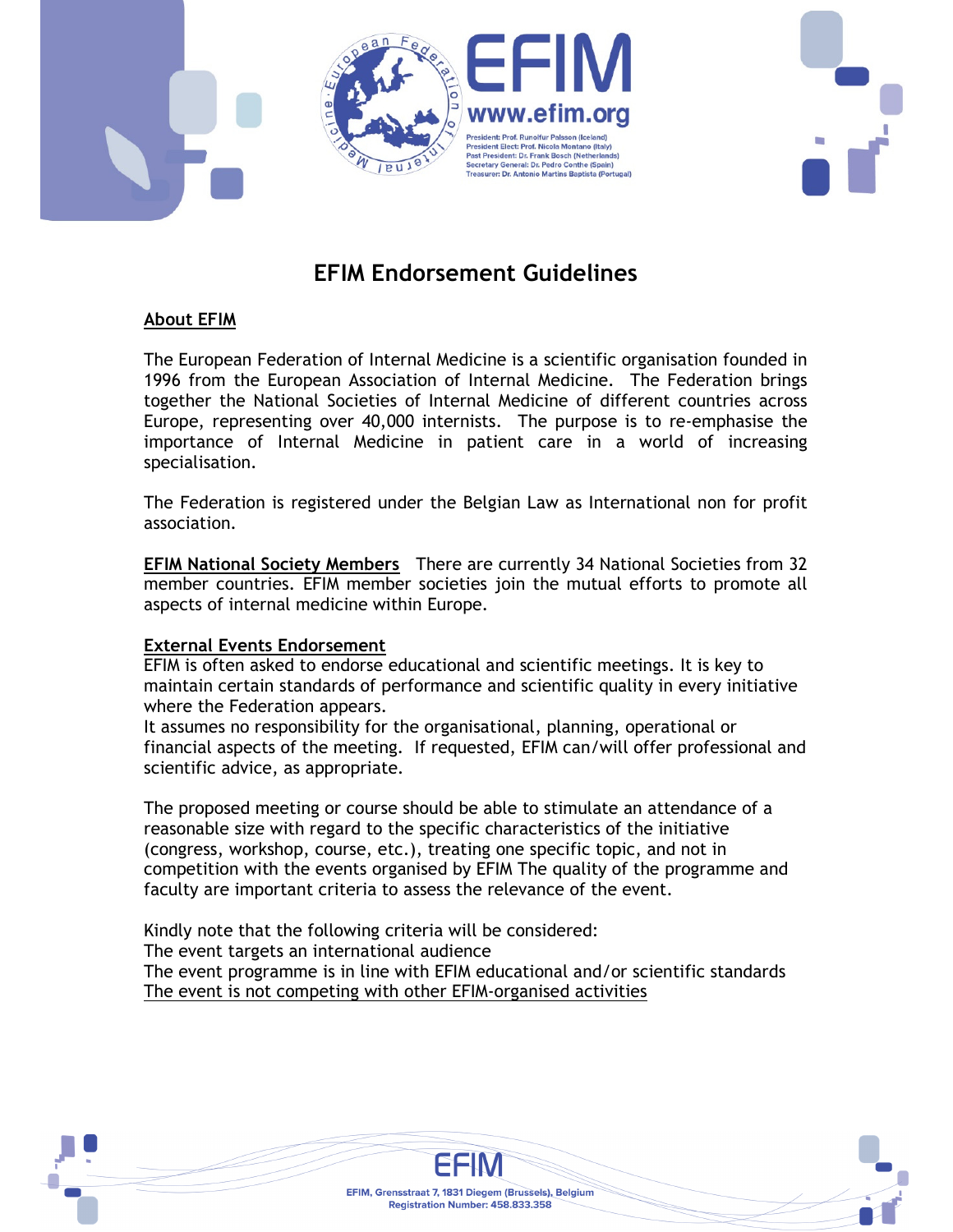# EFIM Endorsement Guidelines

## About EFIM

The European Federation of Internal Medicine is a scientific organisation founded in 1996 from the European Association of Internal Medicine. The Federation brings together the National Societies of Internal Medicine of different countries across Europe, representing over 40,000 internists. The purpose is to re-emphasise the importance of Internal Medicine in patient care in a world of increasing specialisation.

The Federation is registered under the Belgian Law as International non for profit association.

**EFIM National Society Members** There are currently 34 National Societies from 32 member countries. EFIM member societies join the mutual efforts to promote all aspects of internal medicine within Europe.

## External Events Endorsement

EFIM is often asked to endorse educational and scientific meetings. It is key to maintain certain standards of performance and scientific quality in every initiative where the Federation appears.
It assumes no responsibility for the organisational, planning, operational or financial aspects of the meeting. If requested, EFIM can/will offer professional and scientific advice, as appropriate.

The proposed meeting or course should be able to stimulate an attendance of a reasonable size with regard to the specific characteristics of the initiative (congress, workshop, course, etc.), treating one specific topic, and not in competition with the events organised by EFIM The quality of the programme and faculty are important criteria to assess the relevance of the event.

Kindly note that the following criteria will be considered:
The event targets an international audience
The event programme is in line with EFIM educational and/or scientific standards
<u>The event is not competing with other EFIM-organised activities</u>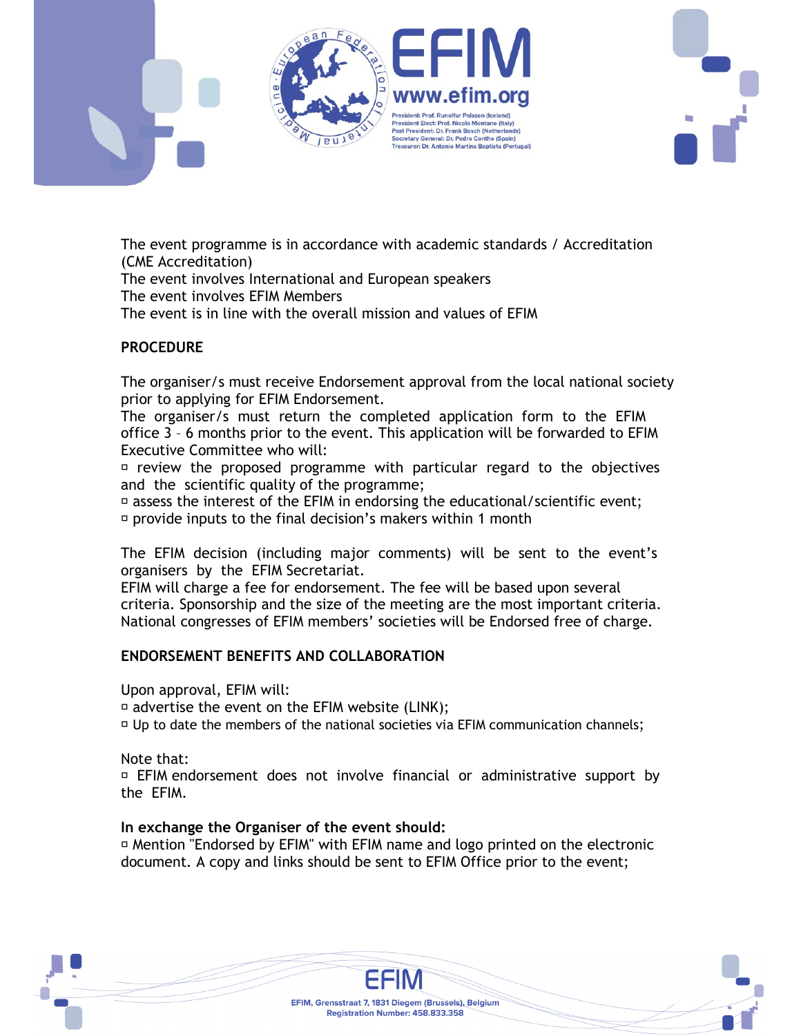The event programme is in accordance with academic standards / Accreditation (CME Accreditation)
The event involves International and European speakers
The event involves EFIM Members
The event is in line with the overall mission and values of EFIM

**PROCEDURE**

The organiser/s must receive Endorsement approval from the local national society prior to applying for EFIM Endorsement.
The organiser/s must return the completed application form to the EFIM office 3 – 6 months prior to the event. This application will be forwarded to EFIM Executive Committee who will:
- review the proposed programme with particular regard to the objectives and the scientific quality of the programme;
- assess the interest of the EFIM in endorsing the educational/scientific event;
- provide inputs to the final decision's makers within 1 month

The EFIM decision (including major comments) will be sent to the event's organisers by the EFIM Secretariat.
EFIM will charge a fee for endorsement. The fee will be based upon several criteria. Sponsorship and the size of the meeting are the most important criteria.
National congresses of EFIM members' societies will be Endorsed free of charge.

**ENDORSEMENT BENEFITS AND COLLABORATION**

Upon approval, EFIM will:
- advertise the event on the EFIM website (LINK);
- Up to date the members of the national societies via EFIM communication channels;

Note that:
- EFIM endorsement does not involve financial or administrative support by the EFIM.

**In exchange the Organiser of the event should:**
- Mention "Endorsed by EFIM" with EFIM name and logo printed on the electronic document. A copy and links should be sent to EFIM Office prior to the event;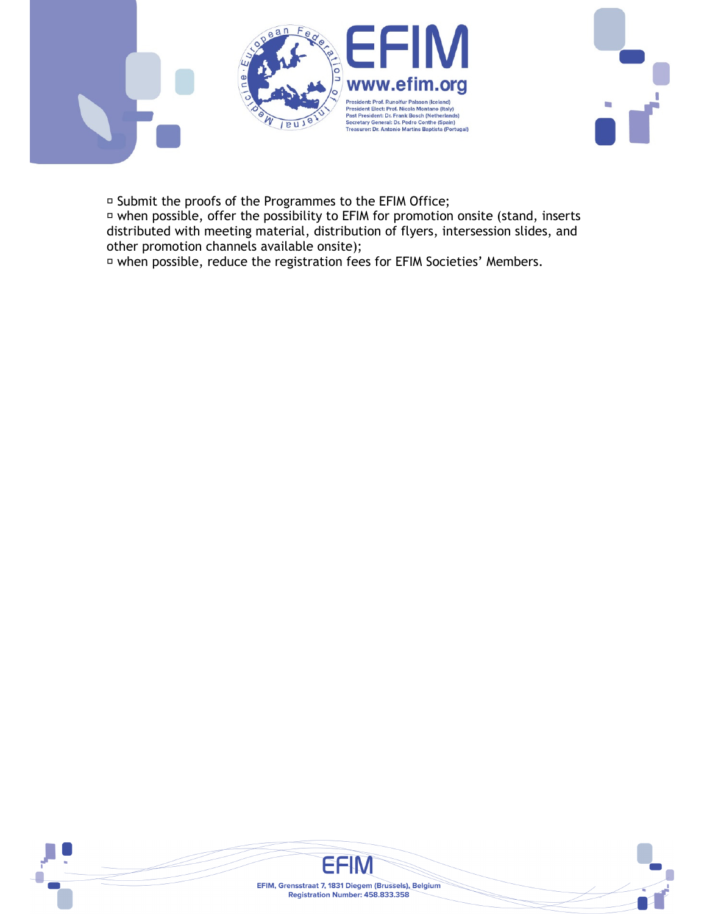- Submit the proofs of the Programmes to the EFIM Office;
- when possible, offer the possibility to EFIM for promotion onsite (stand, inserts distributed with meeting material, distribution of flyers, intersession slides, and other promotion channels available onsite);
- when possible, reduce the registration fees for EFIM Societies' Members.